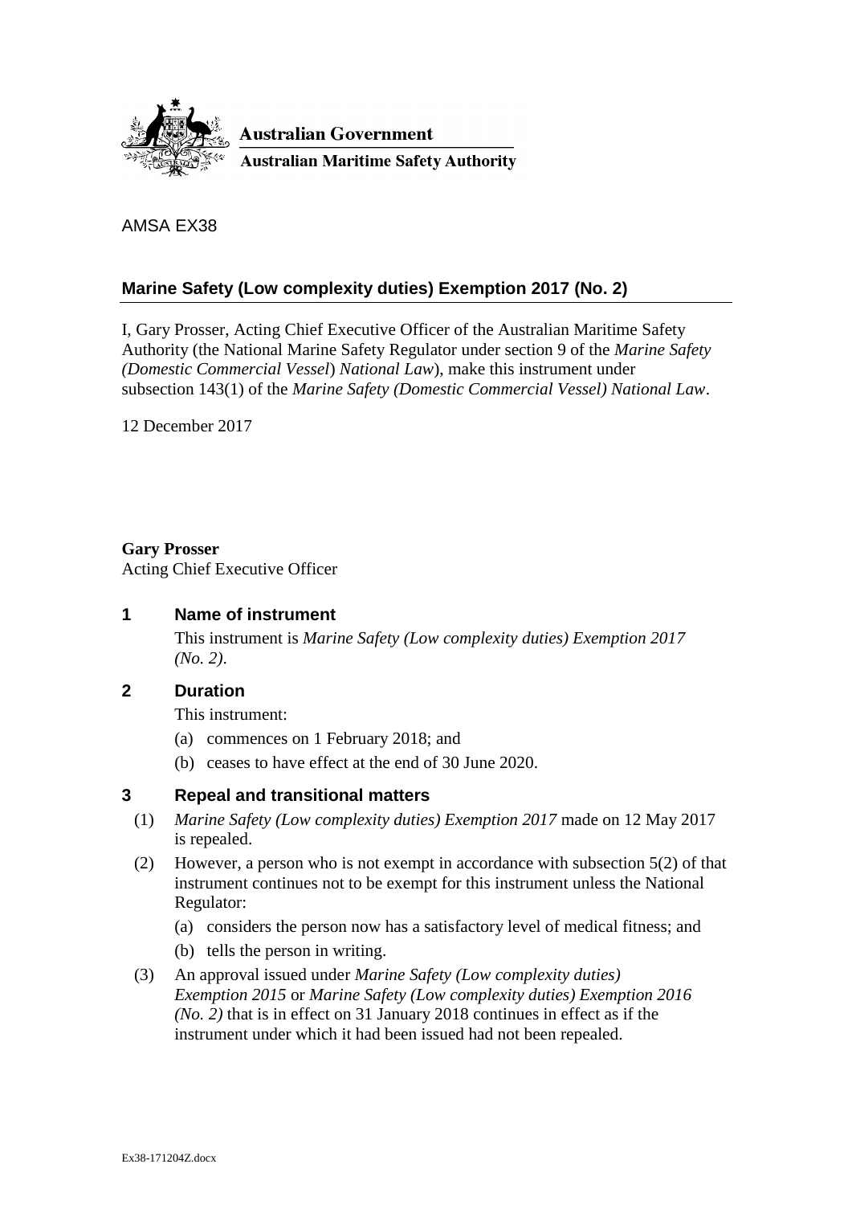Australian Government

Australian Maritime Safety Authority

AMSA EX38

## Marine Safety (Low complexity duties) Exemption 2017 (No. 2)

I, Gary Prosser, Acting Chief Executive Officer of the Australian Maritime Safety Authority (the National Marine Safety Regulator under section 9 of the *Marine Safety (Domestic Commercial Vessel) National Law*), make this instrument under subsection 143(1) of the *Marine Safety (Domestic Commercial Vessel) National Law*.

12 December 2017

**Gary Prosser**
Acting Chief Executive Officer

### 1 Name of instrument

This instrument is *Marine Safety (Low complexity duties) Exemption 2017 (No. 2)*.

### 2 Duration

This instrument:

(a) commences on 1 February 2018; and

(b) ceases to have effect at the end of 30 June 2020.

### 3 Repeal and transitional matters

(1) *Marine Safety (Low complexity duties) Exemption 2017* made on 12 May 2017 is repealed.

(2) However, a person who is not exempt in accordance with subsection 5(2) of that instrument continues not to be exempt for this instrument unless the National Regulator:

(a) considers the person now has a satisfactory level of medical fitness; and

(b) tells the person in writing.

(3) An approval issued under *Marine Safety (Low complexity duties) Exemption 2015* or *Marine Safety (Low complexity duties) Exemption 2016 (No. 2)* that is in effect on 31 January 2018 continues in effect as if the instrument under which it had been issued had not been repealed.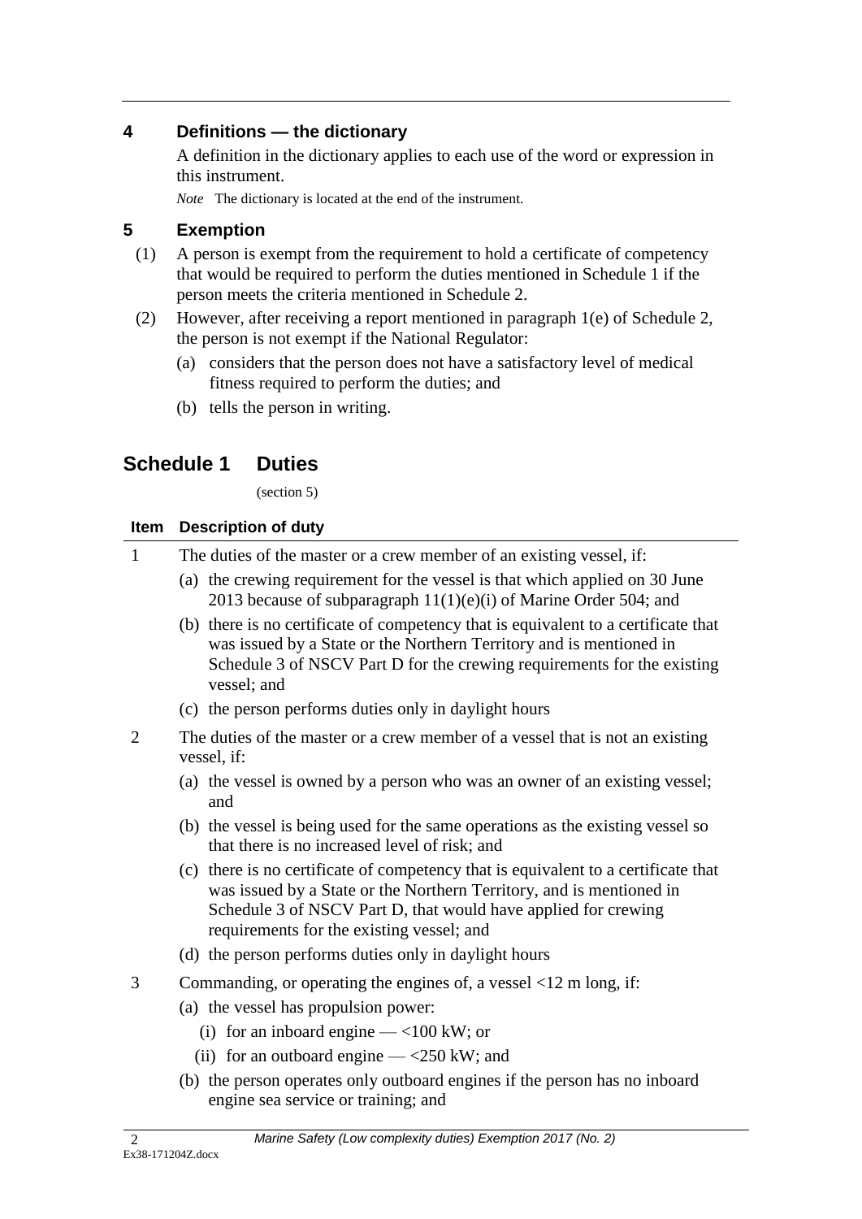## 4 Definitions — the dictionary

A definition in the dictionary applies to each use of the word or expression in this instrument.

*Note* The dictionary is located at the end of the instrument.

## 5 Exemption

(1) A person is exempt from the requirement to hold a certificate of competency that would be required to perform the duties mentioned in Schedule 1 if the person meets the criteria mentioned in Schedule 2.

(2) However, after receiving a report mentioned in paragraph 1(e) of Schedule 2, the person is not exempt if the National Regulator:

- (a) considers that the person does not have a satisfactory level of medical fitness required to perform the duties; and
- (b) tells the person in writing.

# Schedule 1 Duties

(section 5)

| Item | Description of duty |
|---|---|
| 1 | The duties of the master or a crew member of an existing vessel, if:<br>(a) the crewing requirement for the vessel is that which applied on 30 June 2013 because of subparagraph 11(1)(e)(i) of Marine Order 504; and<br>(b) there is no certificate of competency that is equivalent to a certificate that was issued by a State or the Northern Territory and is mentioned in Schedule 3 of NSCV Part D for the crewing requirements for the existing vessel; and<br>(c) the person performs duties only in daylight hours |
| 2 | The duties of the master or a crew member of a vessel that is not an existing vessel, if:<br>(a) the vessel is owned by a person who was an owner of an existing vessel; and<br>(b) the vessel is being used for the same operations as the existing vessel so that there is no increased level of risk; and<br>(c) there is no certificate of competency that is equivalent to a certificate that was issued by a State or the Northern Territory, and is mentioned in Schedule 3 of NSCV Part D, that would have applied for crewing requirements for the existing vessel; and<br>(d) the person performs duties only in daylight hours |
| 3 | Commanding, or operating the engines of, a vessel <12 m long, if:<br>(a) the vessel has propulsion power:<br>(i) for an inboard engine — <100 kW; or<br>(ii) for an outboard engine — <250 kW; and<br>(b) the person operates only outboard engines if the person has no inboard engine sea service or training; and |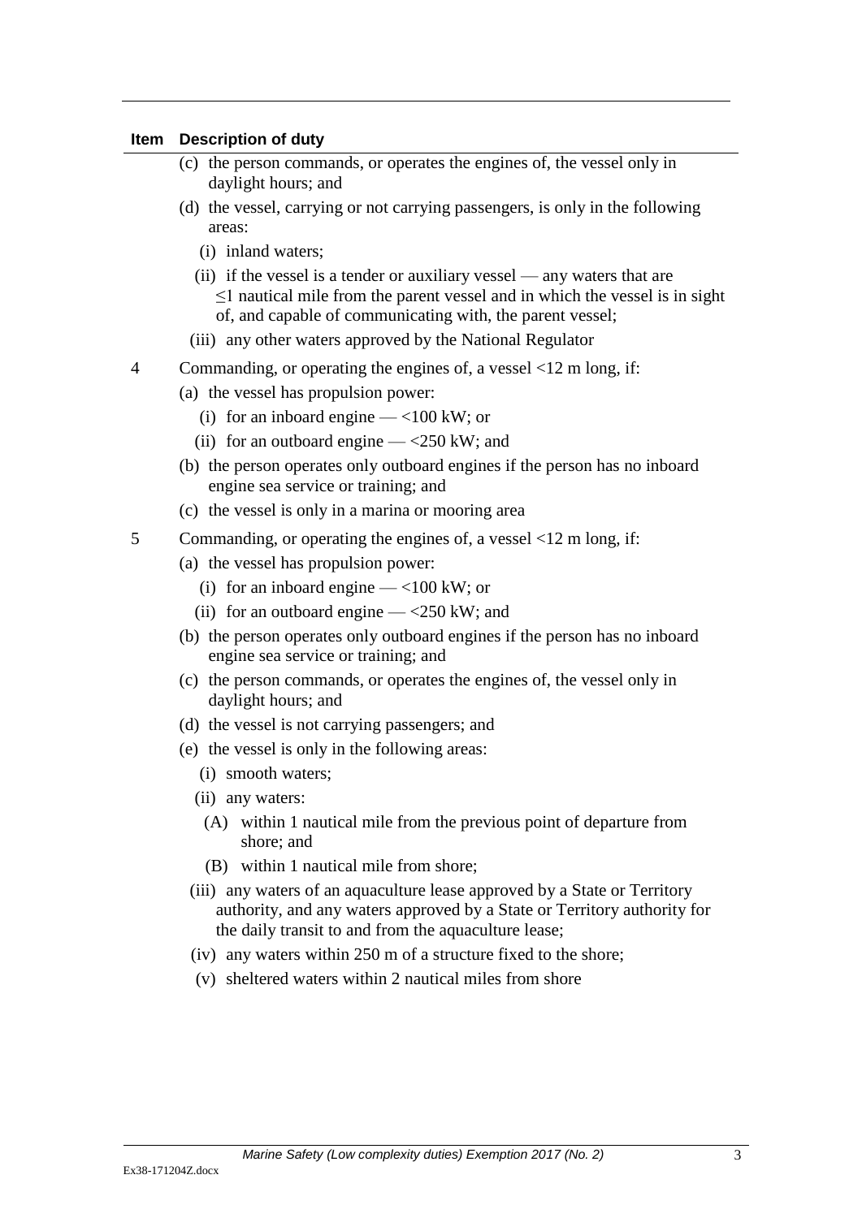| Item | Description of duty |
|---|---|
| | (c) the person commands, or operates the engines of, the vessel only in daylight hours; and<br>(d) the vessel, carrying or not carrying passengers, is only in the following areas:<br>(i) inland waters;<br>(ii) if the vessel is a tender or auxiliary vessel — any waters that are ≤1 nautical mile from the parent vessel and in which the vessel is in sight of, and capable of communicating with, the parent vessel;<br>(iii) any other waters approved by the National Regulator |
| 4 | Commanding, or operating the engines of, a vessel <12 m long, if:<br>(a) the vessel has propulsion power:<br>(i) for an inboard engine — <100 kW; or<br>(ii) for an outboard engine — <250 kW; and<br>(b) the person operates only outboard engines if the person has no inboard engine sea service or training; and<br>(c) the vessel is only in a marina or mooring area |
| 5 | Commanding, or operating the engines of, a vessel <12 m long, if:<br>(a) the vessel has propulsion power:<br>(i) for an inboard engine — <100 kW; or<br>(ii) for an outboard engine — <250 kW; and<br>(b) the person operates only outboard engines if the person has no inboard engine sea service or training; and<br>(c) the person commands, or operates the engines of, the vessel only in daylight hours; and<br>(d) the vessel is not carrying passengers; and<br>(e) the vessel is only in the following areas:<br>(i) smooth waters;<br>(ii) any waters:<br>(A) within 1 nautical mile from the previous point of departure from shore; and<br>(B) within 1 nautical mile from shore;<br>(iii) any waters of an aquaculture lease approved by a State or Territory authority, and any waters approved by a State or Territory authority for the daily transit to and from the aquaculture lease;<br>(iv) any waters within 250 m of a structure fixed to the shore;<br>(v) sheltered waters within 2 nautical miles from shore |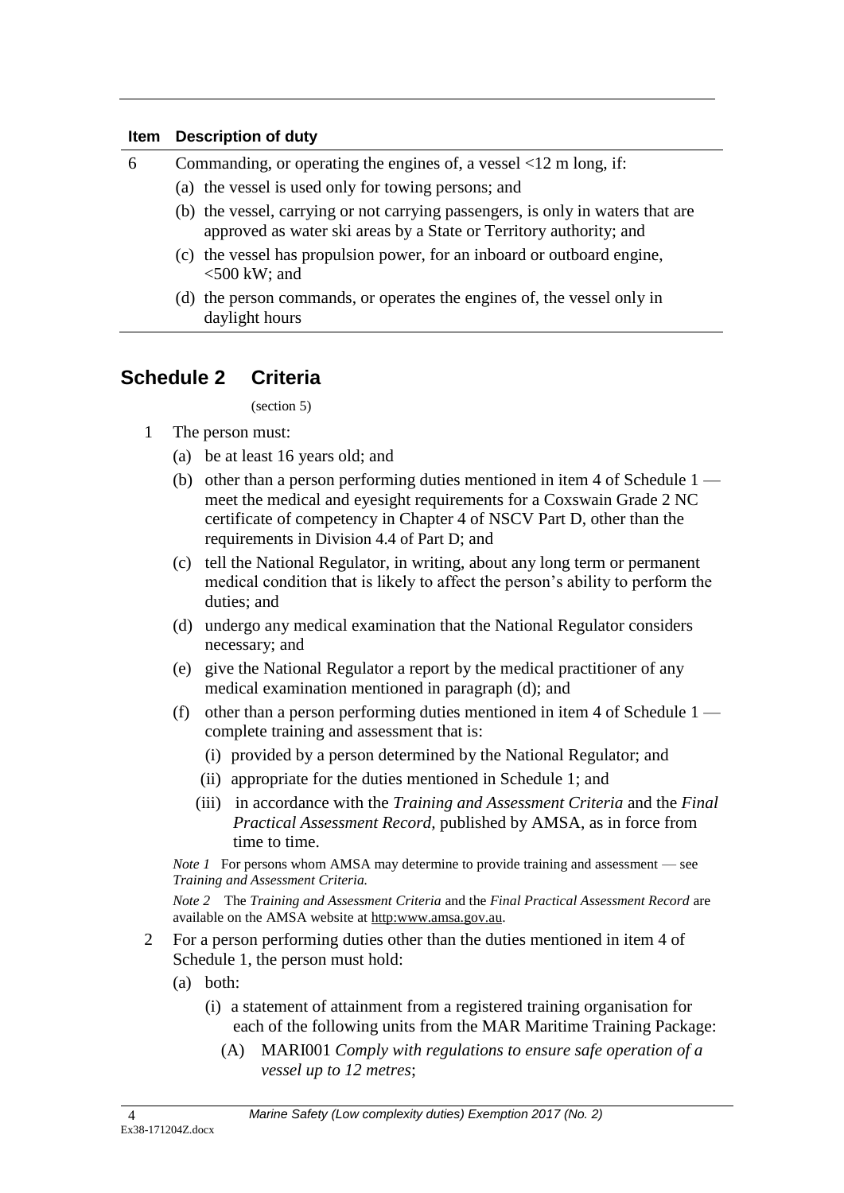| Item | Description of duty |
|---|---|
| 6 | Commanding, or operating the engines of, a vessel <12 m long, if:<br>(a) the vessel is used only for towing persons; and<br>(b) the vessel, carrying or not carrying passengers, is only in waters that are approved as water ski areas by a State or Territory authority; and<br>(c) the vessel has propulsion power, for an inboard or outboard engine, <500 kW; and<br>(d) the person commands, or operates the engines of, the vessel only in daylight hours |

## Schedule 2 Criteria

(section 5)

1 The person must:

(a) be at least 16 years old; and

(b) other than a person performing duties mentioned in item 4 of Schedule 1 — meet the medical and eyesight requirements for a Coxswain Grade 2 NC certificate of competency in Chapter 4 of NSCV Part D, other than the requirements in Division 4.4 of Part D; and

(c) tell the National Regulator, in writing, about any long term or permanent medical condition that is likely to affect the person's ability to perform the duties; and

(d) undergo any medical examination that the National Regulator considers necessary; and

(e) give the National Regulator a report by the medical practitioner of any medical examination mentioned in paragraph (d); and

(f) other than a person performing duties mentioned in item 4 of Schedule 1 — complete training and assessment that is:

(i) provided by a person determined by the National Regulator; and

(ii) appropriate for the duties mentioned in Schedule 1; and

(iii) in accordance with the *Training and Assessment Criteria* and the *Final Practical Assessment Record*, published by AMSA, as in force from time to time.

*Note 1* For persons whom AMSA may determine to provide training and assessment — see *Training and Assessment Criteria.*

*Note 2* The *Training and Assessment Criteria* and the *Final Practical Assessment Record* are available on the AMSA website at http:www.amsa.gov.au.

2 For a person performing duties other than the duties mentioned in item 4 of Schedule 1, the person must hold:

(a) both:

(i) a statement of attainment from a registered training organisation for each of the following units from the MAR Maritime Training Package:

(A) MARI001 *Comply with regulations to ensure safe operation of a vessel up to 12 metres*;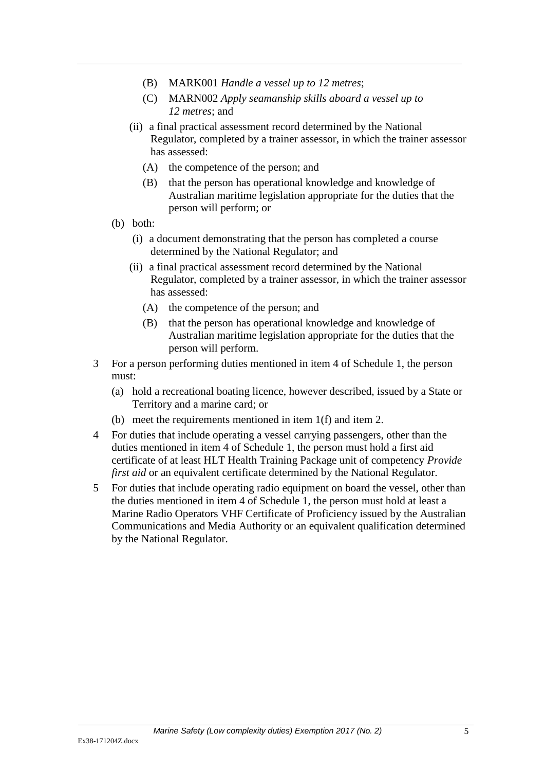(B) MARK001 *Handle a vessel up to 12 metres*;

(C) MARN002 *Apply seamanship skills aboard a vessel up to 12 metres*; and

(ii) a final practical assessment record determined by the National Regulator, completed by a trainer assessor, in which the trainer assessor has assessed:

(A) the competence of the person; and

(B) that the person has operational knowledge and knowledge of Australian maritime legislation appropriate for the duties that the person will perform; or

(b) both:

(i) a document demonstrating that the person has completed a course determined by the National Regulator; and

(ii) a final practical assessment record determined by the National Regulator, completed by a trainer assessor, in which the trainer assessor has assessed:

(A) the competence of the person; and

(B) that the person has operational knowledge and knowledge of Australian maritime legislation appropriate for the duties that the person will perform.

3 For a person performing duties mentioned in item 4 of Schedule 1, the person must:

(a) hold a recreational boating licence, however described, issued by a State or Territory and a marine card; or

(b) meet the requirements mentioned in item 1(f) and item 2.

4 For duties that include operating a vessel carrying passengers, other than the duties mentioned in item 4 of Schedule 1, the person must hold a first aid certificate of at least HLT Health Training Package unit of competency *Provide first aid* or an equivalent certificate determined by the National Regulator.

5 For duties that include operating radio equipment on board the vessel, other than the duties mentioned in item 4 of Schedule 1, the person must hold at least a Marine Radio Operators VHF Certificate of Proficiency issued by the Australian Communications and Media Authority or an equivalent qualification determined by the National Regulator.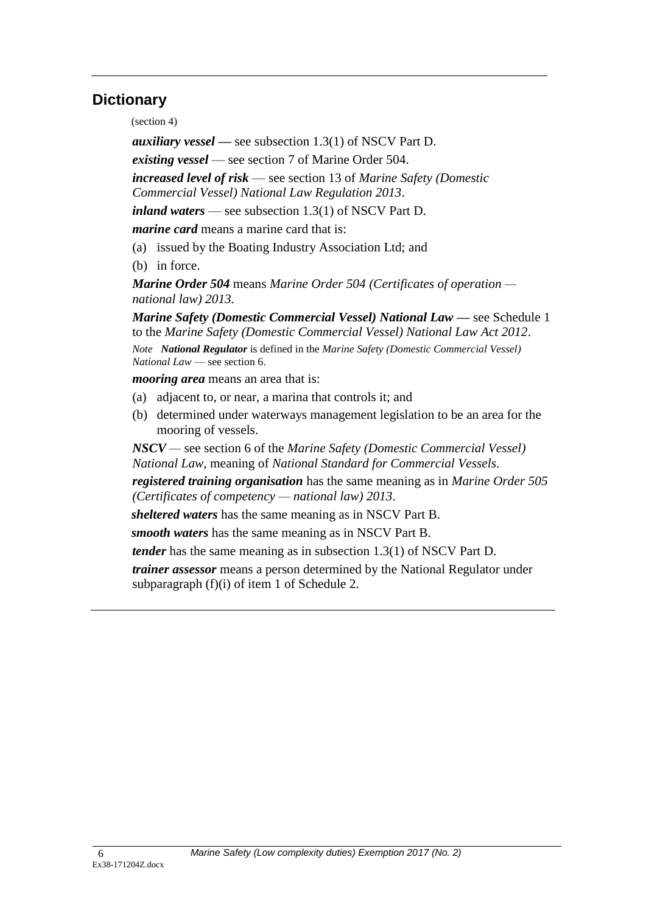## Dictionary

(section 4)

***auxiliary vessel*** **—** see subsection 1.3(1) of NSCV Part D.

***existing vessel*** — see section 7 of Marine Order 504.

***increased level of risk*** — see section 13 of *Marine Safety (Domestic Commercial Vessel) National Law Regulation 2013*.

***inland waters*** — see subsection 1.3(1) of NSCV Part D.

***marine card*** means a marine card that is:

(a) issued by the Boating Industry Association Ltd; and

(b) in force.

***Marine Order 504*** means *Marine Order 504 (Certificates of operation — national law) 2013.*

***Marine Safety (Domestic Commercial Vessel) National Law*** **—** see Schedule 1 to the *Marine Safety (Domestic Commercial Vessel) National Law Act 2012*.

*Note* ***National Regulator*** is defined in the *Marine Safety (Domestic Commercial Vessel) National Law* — see section 6.

***mooring area*** means an area that is:

(a) adjacent to, or near, a marina that controls it; and

(b) determined under waterways management legislation to be an area for the mooring of vessels.

***NSCV*** — see section 6 of the *Marine Safety (Domestic Commercial Vessel) National Law*, meaning of *National Standard for Commercial Vessels*.

***registered training organisation*** has the same meaning as in *Marine Order 505 (Certificates of competency — national law) 2013*.

***sheltered waters*** has the same meaning as in NSCV Part B.

***smooth waters*** has the same meaning as in NSCV Part B.

***tender*** has the same meaning as in subsection 1.3(1) of NSCV Part D.

***trainer assessor*** means a person determined by the National Regulator under subparagraph (f)(i) of item 1 of Schedule 2.